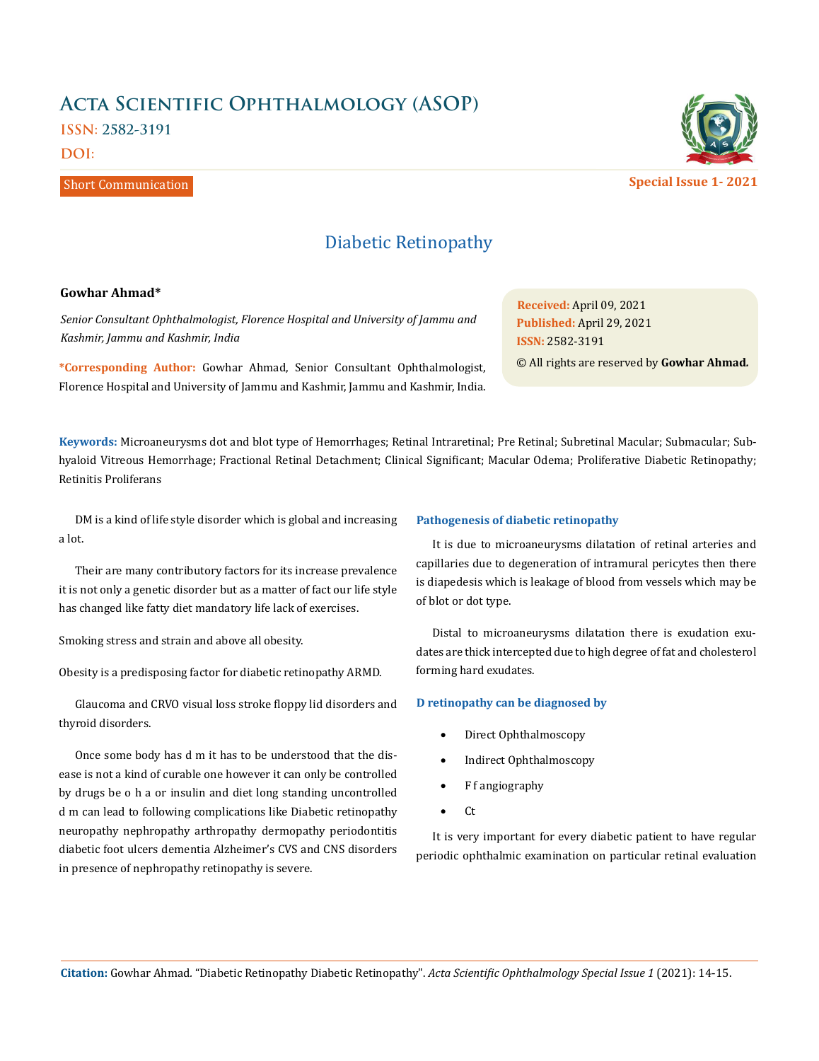# Diabetic Retinopathy

**Gowhar Ahmad***

*Senior Consultant Ophthalmologist, Florence Hospital and University of Jammu and Kashmir, Jammu and Kashmir, India*

**\*Corresponding Author:** Gowhar Ahmad, Senior Consultant Ophthalmologist, Florence Hospital and University of Jammu and Kashmir, Jammu and Kashmir, India.

**Received:** April 09, 2021
**Published:** April 29, 2021
**ISSN:** 2582-3191
© All rights are reserved by **Gowhar Ahmad.**

**Keywords:** Microaneurysms dot and blot type of Hemorrhages; Retinal Intraretinal; Pre Retinal; Subretinal Macular; Submacular; Subhyaloid Vitreous Hemorrhage; Fractional Retinal Detachment; Clinical Significant; Macular Odema; Proliferative Diabetic Retinopathy; Retinitis Proliferans

DM is a kind of life style disorder which is global and increasing a lot.

Their are many contributory factors for its increase prevalence it is not only a genetic disorder but as a matter of fact our life style has changed like fatty diet mandatory life lack of exercises.

Smoking stress and strain and above all obesity.

Obesity is a predisposing factor for diabetic retinopathy ARMD.

Glaucoma and CRVO visual loss stroke floppy lid disorders and thyroid disorders.

Once some body has d m it has to be understood that the disease is not a kind of curable one however it can only be controlled by drugs be o h a or insulin and diet long standing uncontrolled d m can lead to following complications like Diabetic retinopathy neuropathy nephropathy arthropathy dermopathy periodontitis diabetic foot ulcers dementia Alzheimer's CVS and CNS disorders in presence of nephropathy retinopathy is severe.

### Pathogenesis of diabetic retinopathy

It is due to microaneurysms dilatation of retinal arteries and capillaries due to degeneration of intramural pericytes then there is diapedesis which is leakage of blood from vessels which may be of blot or dot type.

Distal to microaneurysms dilatation there is exudation exudates are thick intercepted due to high degree of fat and cholesterol forming hard exudates.

### D retinopathy can be diagnosed by

- Direct Ophthalmoscopy
- Indirect Ophthalmoscopy
- F f angiography
- Ct

It is very important for every diabetic patient to have regular periodic ophthalmic examination on particular retinal evaluation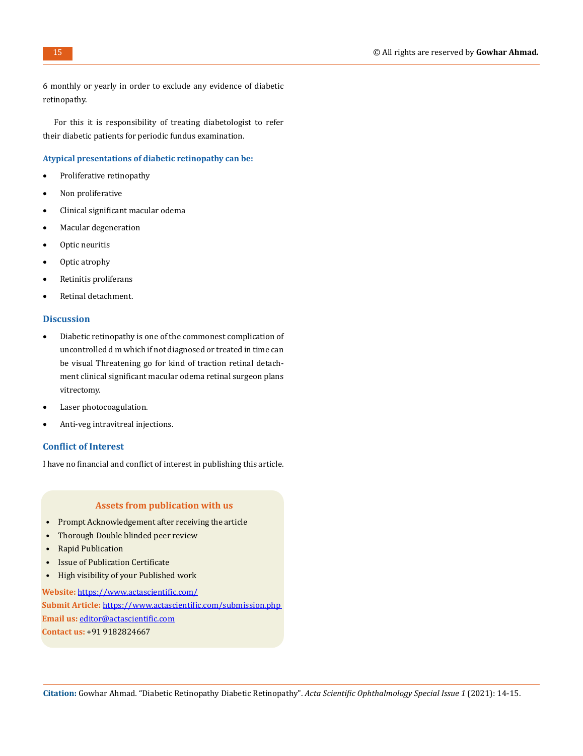6 monthly or yearly in order to exclude any evidence of diabetic retinopathy.

For this it is responsibility of treating diabetologist to refer their diabetic patients for periodic fundus examination.

### Atypical presentations of diabetic retinopathy can be:

- Proliferative retinopathy
- Non proliferative
- Clinical significant macular odema
- Macular degeneration
- Optic neuritis
- Optic atrophy
- Retinitis proliferans
- Retinal detachment.

## Discussion

- Diabetic retinopathy is one of the commonest complication of uncontrolled d m which if not diagnosed or treated in time can be visual Threatening go for kind of traction retinal detachment clinical significant macular odema retinal surgeon plans vitrectomy.
- Laser photocoagulation.
- Anti-veg intravitreal injections.

## Conflict of Interest

I have no financial and conflict of interest in publishing this article.

**Assets from publication with us**

- Prompt Acknowledgement after receiving the article
- Thorough Double blinded peer review
- Rapid Publication
- Issue of Publication Certificate
- High visibility of your Published work

**Website:** https://www.actascientific.com/
**Submit Article:** https://www.actascientific.com/submission.php
**Email us:** editor@actascientific.com
**Contact us:** +91 9182824667